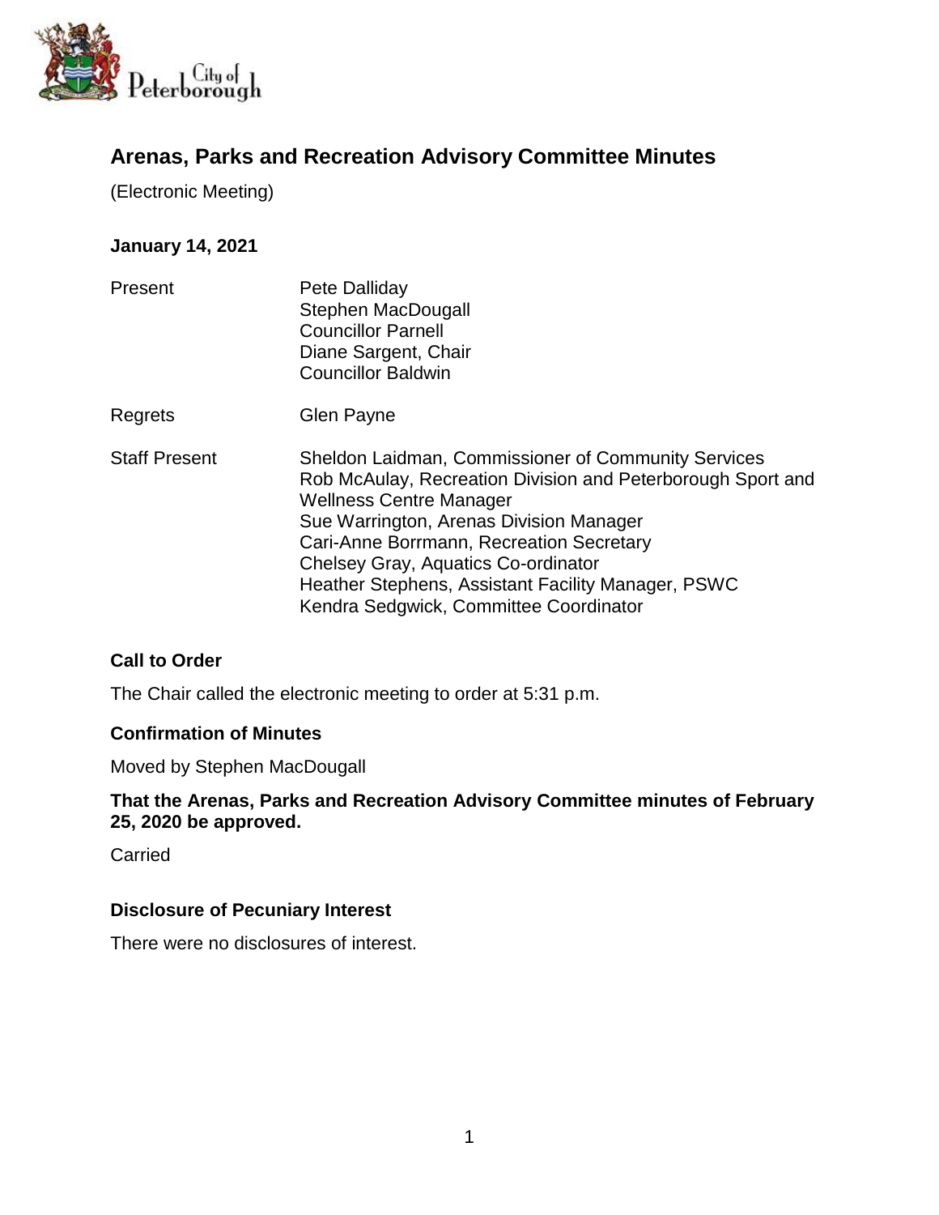# Arenas, Parks and Recreation Advisory Committee Minutes

(Electronic Meeting)

**January 14, 2021**

| | |
|---|---|
| Present | Pete Dalliday<br>Stephen MacDougall<br>Councillor Parnell<br>Diane Sargent, Chair<br>Councillor Baldwin |
| Regrets | Glen Payne |
| Staff Present | Sheldon Laidman, Commissioner of Community Services<br>Rob McAulay, Recreation Division and Peterborough Sport and Wellness Centre Manager<br>Sue Warrington, Arenas Division Manager<br>Cari-Anne Borrmann, Recreation Secretary<br>Chelsey Gray, Aquatics Co-ordinator<br>Heather Stephens, Assistant Facility Manager, PSWC<br>Kendra Sedgwick, Committee Coordinator |

### Call to Order

The Chair called the electronic meeting to order at 5:31 p.m.

### Confirmation of Minutes

Moved by Stephen MacDougall

**That the Arenas, Parks and Recreation Advisory Committee minutes of February 25, 2020 be approved.**

Carried

### Disclosure of Pecuniary Interest

There were no disclosures of interest.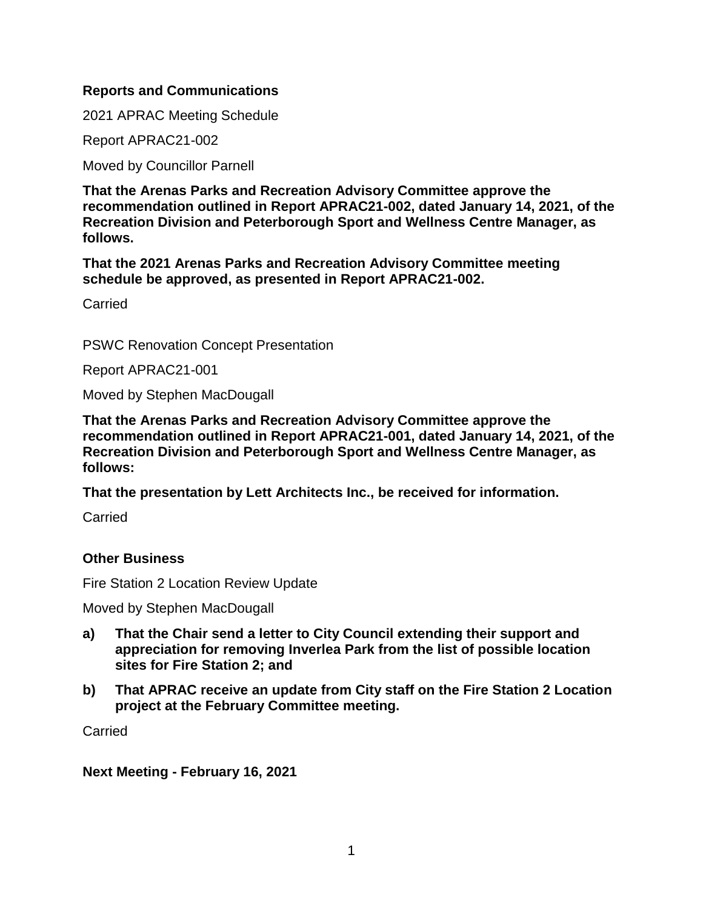## Reports and Communications

2021 APRAC Meeting Schedule

Report APRAC21-002

Moved by Councillor Parnell

**That the Arenas Parks and Recreation Advisory Committee approve the recommendation outlined in Report APRAC21-002, dated January 14, 2021, of the Recreation Division and Peterborough Sport and Wellness Centre Manager, as follows.**

**That the 2021 Arenas Parks and Recreation Advisory Committee meeting schedule be approved, as presented in Report APRAC21-002.**

Carried

PSWC Renovation Concept Presentation

Report APRAC21-001

Moved by Stephen MacDougall

**That the Arenas Parks and Recreation Advisory Committee approve the recommendation outlined in Report APRAC21-001, dated January 14, 2021, of the Recreation Division and Peterborough Sport and Wellness Centre Manager, as follows:**

**That the presentation by Lett Architects Inc., be received for information.**

Carried

## Other Business

Fire Station 2 Location Review Update

Moved by Stephen MacDougall

- **a) That the Chair send a letter to City Council extending their support and appreciation for removing Inverlea Park from the list of possible location sites for Fire Station 2; and**
- **b) That APRAC receive an update from City staff on the Fire Station 2 Location project at the February Committee meeting.**

Carried

## Next Meeting - February 16, 2021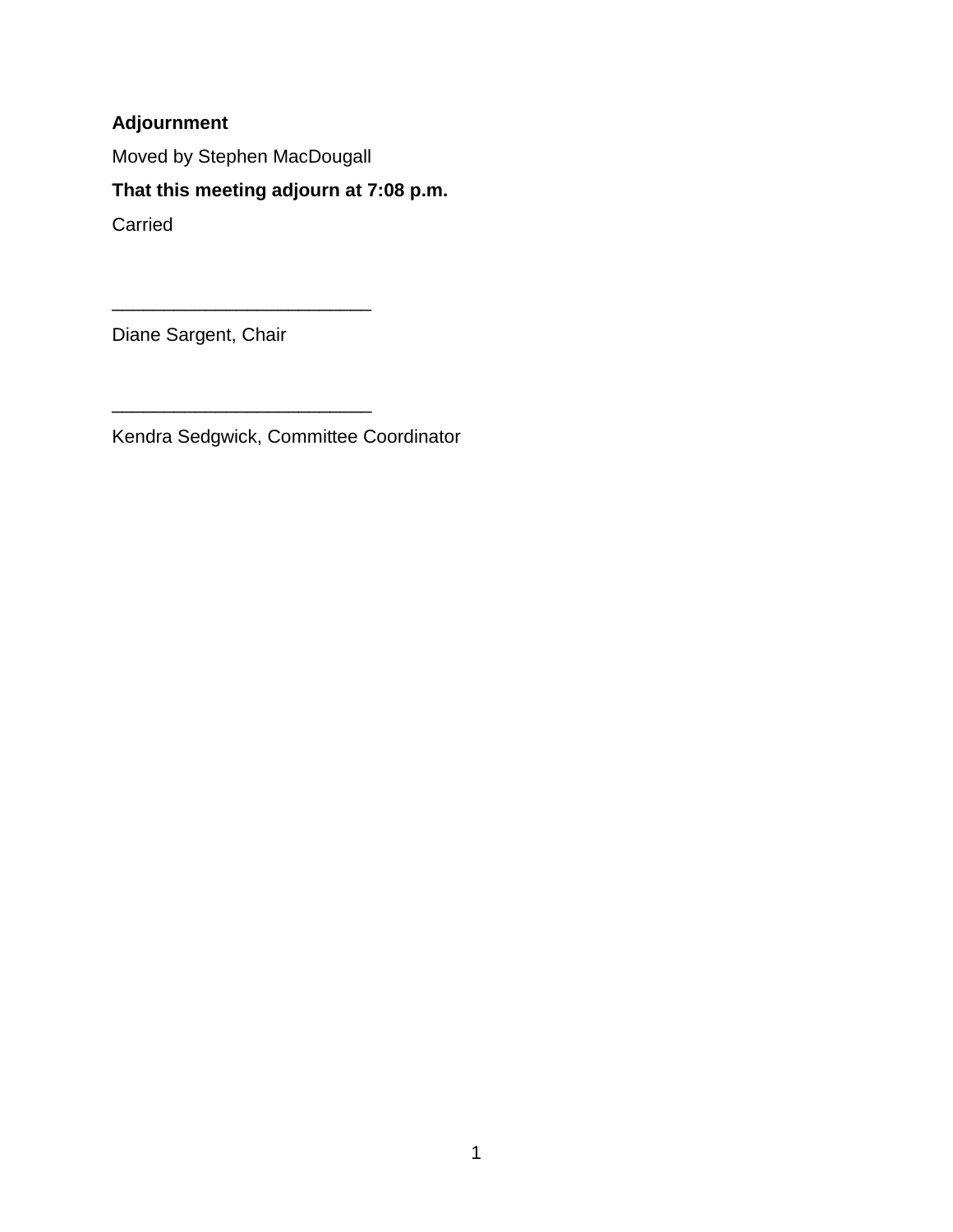**Adjournment**

Moved by Stephen MacDougall

**That this meeting adjourn at 7:08 p.m.**

Carried

_________________________

Diane Sargent, Chair

_________________________

Kendra Sedgwick, Committee Coordinator